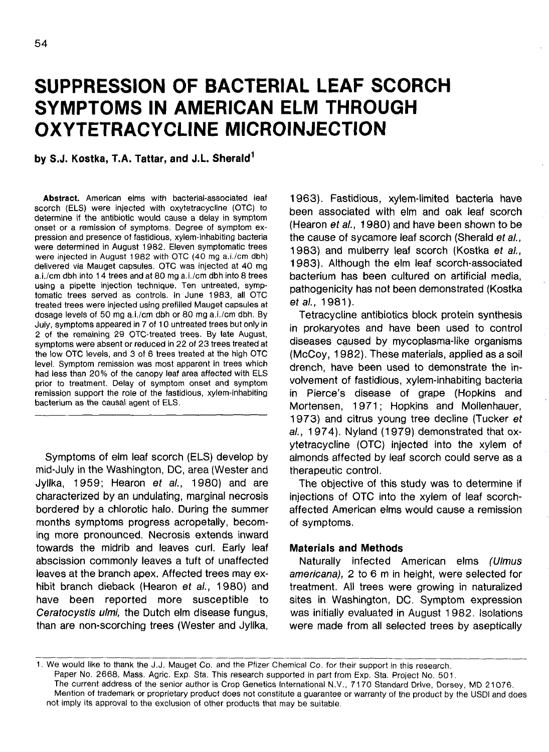# SUPPRESSION OF BACTERIAL LEAF SCORCH SYMPTOMS IN AMERICAN ELM THROUGH OXYTETRACYCLINE MICROINJECTION

**by S.J. Kostka, T.A. Tattar, and J.L. Sherald[1]**

**Abstract.** American elms with bacterial-associated leaf scorch (ELS) were injected with oxytetracycline (OTC) to determine if the antibiotic would cause a delay in symptom onset or a remission of symptoms. Degree of symptom expression and presence of fastidious, xylem-inhabiting bacteria were determined in August 1982. Eleven symptomatic trees were injected in August 1982 with OTC (40 mg a.i./cm dbh) delivered via Mauget capsules. OTC was injected at 40 mg a.i./cm dbh into 14 trees and at 80 mg a.i./cm dbh into 8 trees using a pipette injection technique. Ten untreated, symptomatic trees served as controls. In June 1983, all OTC treated trees were injected using prefilled Mauget capsules at dosage levels of 50 mg a.i./cm dbh or 80 mg a.i./cm dbh. By July, symptoms appeared in 7 of 10 untreated trees but only in 2 of the remaining 29 OTC-treated trees. By late August, symptoms were absent or reduced in 22 of 23 trees treated at the low OTC levels, and 3 of 6 trees treated at the high OTC level. Symptom remission was most apparent in trees which had less than 20% of the canopy leaf area affected with ELS prior to treatment. Delay of symptom onset and symptom remission support the role of the fastidious, xylem-inhabiting bacterium as the causal agent of ELS.

Symptoms of elm leaf scorch (ELS) develop by mid-July in the Washington, DC, area (Wester and Jyllka, 1959; Hearon *et al.*, 1980) and are characterized by an undulating, marginal necrosis bordered by a chlorotic halo. During the summer months symptoms progress acropetally, becoming more pronounced. Necrosis extends inward towards the midrib and leaves curl. Early leaf abscission commonly leaves a tuft of unaffected leaves at the branch apex. Affected trees may exhibit branch dieback (Hearon *et al.*, 1980) and have been reported more susceptible to *Ceratocystis ulmi*, the Dutch elm disease fungus, than are non-scorching trees (Wester and Jyllka, 1963). Fastidious, xylem-limited bacteria have been associated with elm and oak leaf scorch (Hearon *et al.*, 1980) and have been shown to be the cause of sycamore leaf scorch (Sherald *et al.*, 1983) and mulberry leaf scorch (Kostka *et al.*, 1983). Although the elm leaf scorch-associated bacterium has been cultured on artificial media, pathogenicity has not been demonstrated (Kostka *et al.*, 1981).

Tetracycline antibiotics block protein synthesis in prokaryotes and have been used to control diseases caused by mycoplasma-like organisms (McCoy, 1982). These materials, applied as a soil drench, have been used to demonstrate the involvement of fastidious, xylem-inhabiting bacteria in Pierce's disease of grape (Hopkins and Mortensen, 1971; Hopkins and Mollenhauer, 1973) and citrus young tree decline (Tucker *et al.*, 1974). Nyland (1979) demonstrated that oxytetracycline (OTC) injected into the xylem of almonds affected by leaf scorch could serve as a therapeutic control.

The objective of this study was to determine if injections of OTC into the xylem of leaf scorch-affected American elms would cause a remission of symptoms.

## Materials and Methods

Naturally infected American elms *(Ulmus americana)*, 2 to 6 m in height, were selected for treatment. All trees were growing in naturalized sites in Washington, DC. Symptom expression was initially evaluated in August 1982. Isolations were made from all selected trees by aseptically

---

1. We would like to thank the J.J. Mauget Co. and the Pfizer Chemical Co. for their support in this research.
Paper No. 2668, Mass. Agric. Exp. Sta. This research supported in part from Exp. Sta. Project No. 501.
The current address of the senior author is Crop Genetics International N.V., 7170 Standard Drive, Dorsey, MD 21076.
Mention of trademark or proprietary product does not constitute a guarantee or warranty of the product by the USDI and does not imply its approval to the exclusion of other products that may be suitable.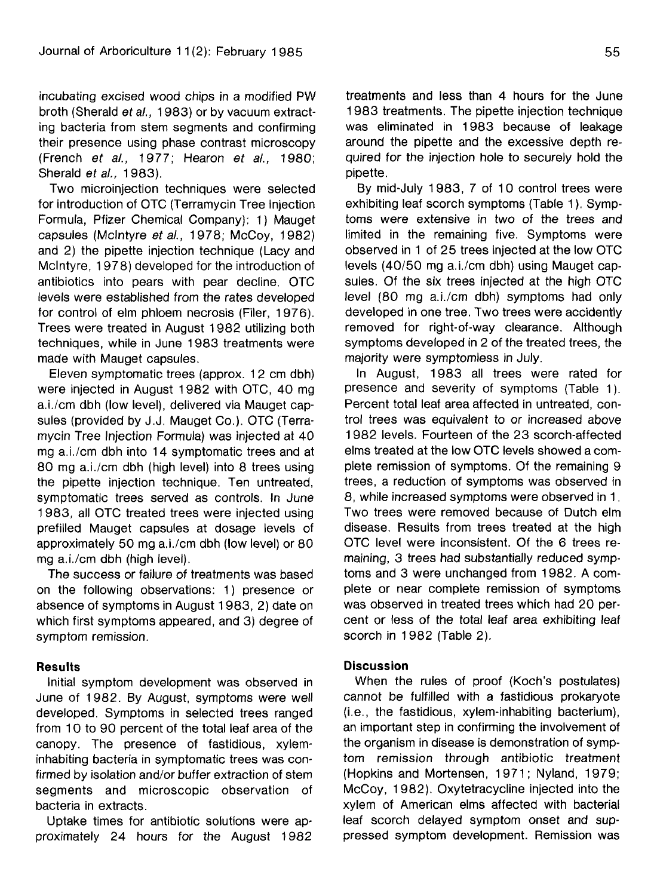incubating excised wood chips in a modified PW broth (Sherald *et al.*, 1983) or by vacuum extracting bacteria from stem segments and confirming their presence using phase contrast microscopy (French *et al.*, 1977; Hearon *et al.*, 1980; Sherald *et al.*, 1983).

Two microinjection techniques were selected for introduction of OTC (Terramycin Tree Injection Formula, Pfizer Chemical Company): 1) Mauget capsules (McIntyre *et al.*, 1978; McCoy, 1982) and 2) the pipette injection technique (Lacy and McIntyre, 1978) developed for the introduction of antibiotics into pears with pear decline. OTC levels were established from the rates developed for control of elm phloem necrosis (Filer, 1976). Trees were treated in August 1982 utilizing both techniques, while in June 1983 treatments were made with Mauget capsules.

Eleven symptomatic trees (approx. 12 cm dbh) were injected in August 1982 with OTC, 40 mg a.i./cm dbh (low level), delivered via Mauget capsules (provided by J.J. Mauget Co.). OTC (Terramycin Tree Injection Formula) was injected at 40 mg a.i./cm dbh into 14 symptomatic trees and at 80 mg a.i./cm dbh (high level) into 8 trees using the pipette injection technique. Ten untreated, symptomatic trees served as controls. In June 1983, all OTC treated trees were injected using prefilled Mauget capsules at dosage levels of approximately 50 mg a.i./cm dbh (low level) or 80 mg a.i./cm dbh (high level).

The success or failure of treatments was based on the following observations: 1) presence or absence of symptoms in August 1983, 2) date on which first symptoms appeared, and 3) degree of symptom remission.

## Results

Initial symptom development was observed in June of 1982. By August, symptoms were well developed. Symptoms in selected trees ranged from 10 to 90 percent of the total leaf area of the canopy. The presence of fastidious, xylem-inhabiting bacteria in symptomatic trees was confirmed by isolation and/or buffer extraction of stem segments and microscopic observation of bacteria in extracts.

Uptake times for antibiotic solutions were approximately 24 hours for the August 1982 treatments and less than 4 hours for the June 1983 treatments. The pipette injection technique was eliminated in 1983 because of leakage around the pipette and the excessive depth required for the injection hole to securely hold the pipette.

By mid-July 1983, 7 of 10 control trees were exhibiting leaf scorch symptoms (Table 1). Symptoms were extensive in two of the trees and limited in the remaining five. Symptoms were observed in 1 of 25 trees injected at the low OTC levels (40/50 mg a.i./cm dbh) using Mauget capsules. Of the six trees injected at the high OTC level (80 mg a.i./cm dbh) symptoms had only developed in one tree. Two trees were accidently removed for right-of-way clearance. Although symptoms developed in 2 of the treated trees, the majority were symptomless in July.

In August, 1983 all trees were rated for presence and severity of symptoms (Table 1). Percent total leaf area affected in untreated, control trees was equivalent to or increased above 1982 levels. Fourteen of the 23 scorch-affected elms treated at the low OTC levels showed a complete remission of symptoms. Of the remaining 9 trees, a reduction of symptoms was observed in 8, while increased symptoms were observed in 1. Two trees were removed because of Dutch elm disease. Results from trees treated at the high OTC level were inconsistent. Of the 6 trees remaining, 3 trees had substantially reduced symptoms and 3 were unchanged from 1982. A complete or near complete remission of symptoms was observed in treated trees which had 20 percent or less of the total leaf area exhibiting leaf scorch in 1982 (Table 2).

## Discussion

When the rules of proof (Koch's postulates) cannot be fulfilled with a fastidious prokaryote (i.e., the fastidious, xylem-inhabiting bacterium), an important step in confirming the involvement of the organism in disease is demonstration of symptom remission through antibiotic treatment (Hopkins and Mortensen, 1971; Nyland, 1979; McCoy, 1982). Oxytetracycline injected into the xylem of American elms affected with bacterial leaf scorch delayed symptom onset and suppressed symptom development. Remission was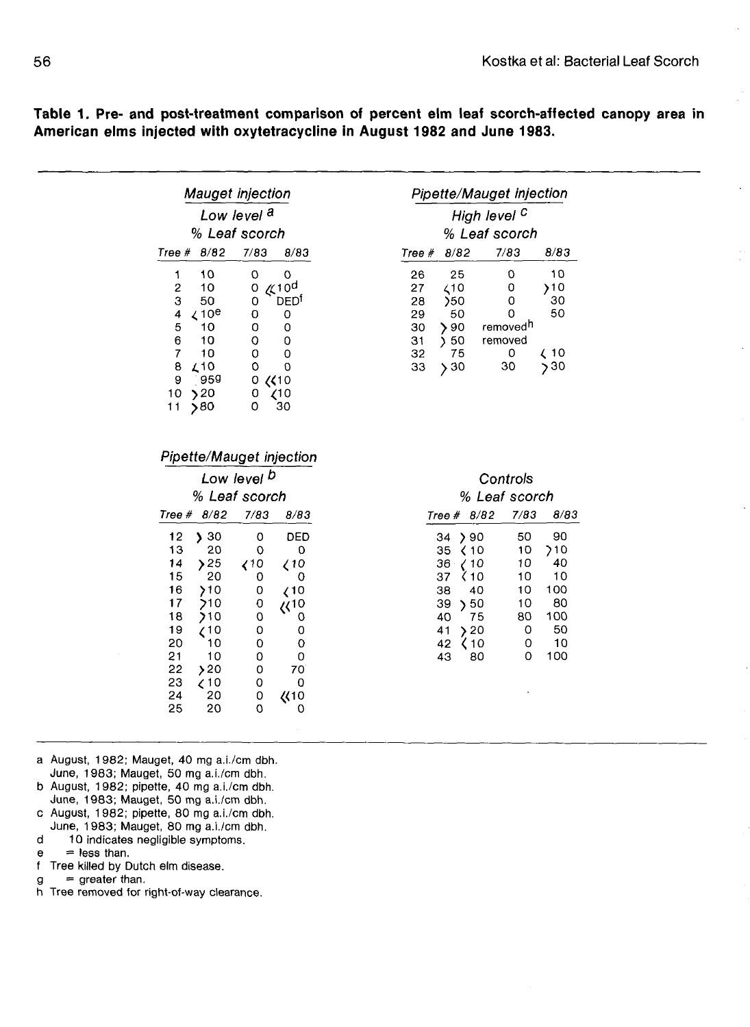**Table 1. Pre- and post-treatment comparison of percent elm leaf scorch-affected canopy area in American elms injected with oxytetracycline in August 1982 and June 1983.**

*Mauget injection*

*Low level [a]*

*% Leaf scorch*

| Tree # | 8/82 | 7/83 | 8/83 |
|---|---|---|---|
| 1 | 10 | 0 | 0 |
| 2 | 10 | 0 | ≪10[d] |
| 3 | 50 | 0 | DED[f] |
| 4 | <10[e] | 0 | 0 |
| 5 | 10 | 0 | 0 |
| 6 | 10 | 0 | 0 |
| 7 | 10 | 0 | 0 |
| 8 | <10 | 0 | 0 |
| 9 | 95[g] | 0 | ≪10 |
| 10 | >20 | 0 | <10 |
| 11 | >80 | 0 | 30 |

*Pipette/Mauget injection*

*High level [c]*

*% Leaf scorch*

| Tree # | 8/82 | 7/83 | 8/83 |
|---|---|---|---|
| 26 | 25 | 0 | 10 |
| 27 | <10 | 0 | >10 |
| 28 | >50 | 0 | 30 |
| 29 | 50 | 0 | 50 |
| 30 | >90 | removed[h] | |
| 31 | >50 | removed | |
| 32 | 75 | 0 | <10 |
| 33 | >30 | 30 | >30 |

*Pipette/Mauget injection*

*Low level [b]*

*% Leaf scorch*

| Tree # | 8/82 | 7/83 | 8/83 |
|---|---|---|---|
| 12 | >30 | 0 | DED |
| 13 | 20 | 0 | 0 |
| 14 | >25 | <10 | <10 |
| 15 | 20 | 0 | 0 |
| 16 | >10 | 0 | <10 |
| 17 | >10 | 0 | ≪10 |
| 18 | >10 | 0 | 0 |
| 19 | <10 | 0 | 0 |
| 20 | 10 | 0 | 0 |
| 21 | 10 | 0 | 0 |
| 22 | >20 | 0 | 70 |
| 23 | <10 | 0 | 0 |
| 24 | 20 | 0 | ≪10 |
| 25 | 20 | 0 | 0 |

*Controls*

*% Leaf scorch*

| Tree # | 8/82 | 7/83 | 8/83 |
|---|---|---|---|
| 34 | >90 | 50 | 90 |
| 35 | <10 | 10 | >10 |
| 36 | <10 | 10 | 40 |
| 37 | <10 | 10 | 10 |
| 38 | 40 | 10 | 100 |
| 39 | >50 | 10 | 80 |
| 40 | 75 | 80 | 100 |
| 41 | >20 | 0 | 50 |
| 42 | <10 | 0 | 10 |
| 43 | 80 | 0 | 100 |

a August, 1982; Mauget, 40 mg a.i./cm dbh. June, 1983; Mauget, 50 mg a.i./cm dbh.
b August, 1982; pipette, 40 mg a.i./cm dbh. June, 1983; Mauget, 50 mg a.i./cm dbh.
c August, 1982; pipette, 80 mg a.i./cm dbh. June, 1983; Mauget, 80 mg a.i./cm dbh.
d ≪10 indicates negligible symptoms.
e < = less than.
f Tree killed by Dutch elm disease.
g > = greater than.
h Tree removed for right-of-way clearance.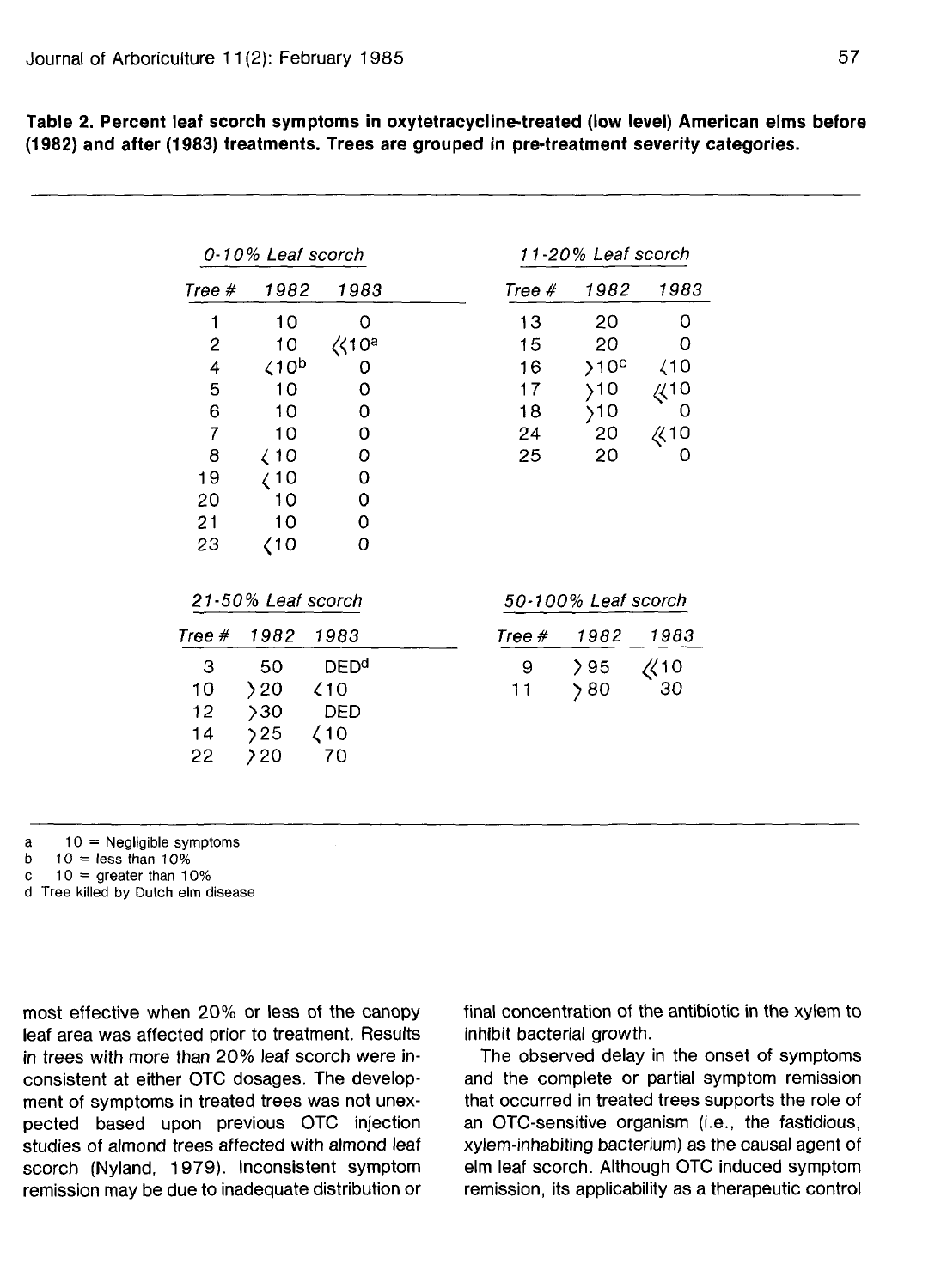**Table 2. Percent leaf scorch symptoms in oxytetracycline-treated (low level) American elms before (1982) and after (1983) treatments. Trees are grouped in pre-treatment severity categories.**

| *0-10% Leaf scorch* | | | *11-20% Leaf scorch* | | |
|---|---|---|---|---|---|
| *Tree #* | *1982* | *1983* | *Tree #* | *1982* | *1983* |
| 1 | 10 | 0 | 13 | 20 | 0 |
| 2 | 10 | ≪10[a] | 15 | 20 | 0 |
| 4 | <10[b] | 0 | 16 | >10[c] | <10 |
| 5 | 10 | 0 | 17 | >10 | ≪10 |
| 6 | 10 | 0 | 18 | >10 | 0 |
| 7 | 10 | 0 | 24 | 20 | ≪10 |
| 8 | <10 | 0 | 25 | 20 | 0 |
| 19 | <10 | 0 | | | |
| 20 | 10 | 0 | | | |
| 21 | 10 | 0 | | | |
| 23 | <10 | 0 | | | |

| *21-50% Leaf scorch* | | | *50-100% Leaf scorch* | | |
|---|---|---|---|---|---|
| *Tree #* | *1982* | *1983* | *Tree #* | *1982* | *1983* |
| 3 | 50 | DED[d] | 9 | >95 | ≪10 |
| 10 | >20 | <10 | 11 | >80 | 30 |
| 12 | >30 | DED | | | |
| 14 | >25 | <10 | | | |
| 22 | >20 | 70 | | | |

a ≪10 = Negligible symptoms
b <10 = less than 10%
c >10 = greater than 10%
d Tree killed by Dutch elm disease

most effective when 20% or less of the canopy leaf area was affected prior to treatment. Results in trees with more than 20% leaf scorch were inconsistent at either OTC dosages. The development of symptoms in treated trees was not unexpected based upon previous OTC injection studies of almond trees affected with almond leaf scorch (Nyland, 1979). Inconsistent symptom remission may be due to inadequate distribution or final concentration of the antibiotic in the xylem to inhibit bacterial growth.

The observed delay in the onset of symptoms and the complete or partial symptom remission that occurred in treated trees supports the role of an OTC-sensitive organism (i.e., the fastidious, xylem-inhabiting bacterium) as the causal agent of elm leaf scorch. Although OTC induced symptom remission, its applicability as a therapeutic control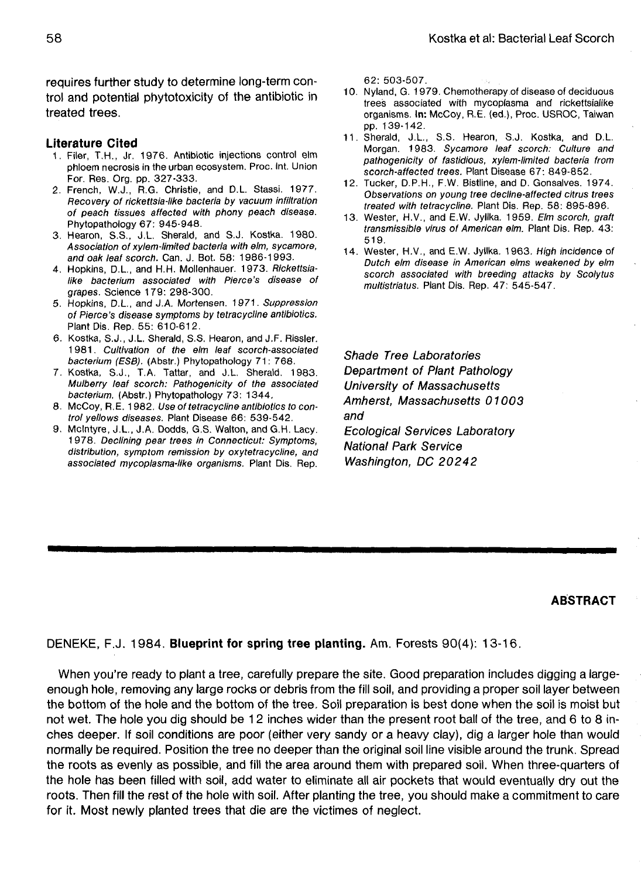requires further study to determine long-term control and potential phytotoxicity of the antibiotic in treated trees.

## Literature Cited

1. Filer, T.H., Jr. 1976. Antibiotic injections control elm phloem necrosis in the urban ecosystem. Proc. Int. Union For. Res. Org. pp. 327-333.
2. French, W.J., R.G. Christie, and D.L. Stassi. 1977. *Recovery of rickettsia-like bacteria by vacuum infiltration of peach tissues affected with phony peach disease.* Phytopathology 67: 945-948.
3. Hearon, S.S., J.L. Sherald, and S.J. Kostka. 1980. *Association of xylem-limited bacteria with elm, sycamore, and oak leaf scorch.* Can. J. Bot. 58: 1986-1993.
4. Hopkins, D.L., and H.H. Mollenhauer. 1973. *Rickettsia-like bacterium associated with Pierce's disease of grapes.* Science 179: 298-300.
5. Hopkins, D.L., and J.A. Mortensen. 1971. *Suppression of Pierce's disease symptoms by tetracycline antibiotics.* Plant Dis. Rep. 55: 610-612.
6. Kostka, S.J., J.L. Sherald, S.S. Hearon, and J.F. Rissler. 1981. *Cultivation of the elm leaf scorch-associated bacterium (ESB).* (Abstr.) Phytopathology 71: 768.
7. Kostka, S.J., T.A. Tattar, and J.L. Sherald. 1983. *Mulberry leaf scorch: Pathogenicity of the associated bacterium.* (Abstr.) Phytopathology 73: 1344.
8. McCoy, R.E. 1982. *Use of tetracycline antibiotics to control yellows diseases.* Plant Disease 66: 539-542.
9. McIntyre, J.L., J.A. Dodds, G.S. Walton, and G.H. Lacy. 1978. *Declining pear trees in Connecticut: Symptoms, distribution, symptom remission by oxytetracycline, and associated mycoplasma-like organisms.* Plant Dis. Rep. 62: 503-507.
10. Nyland, G. 1979. Chemotherapy of disease of deciduous trees associated with mycoplasma and rickettsialike organisms. **In:** McCoy, R.E. (ed.), Proc. USROC, Taiwan pp. 139-142.
11. Sherald, J.L., S.S. Hearon, S.J. Kostka, and D.L. Morgan. 1983. *Sycamore leaf scorch: Culture and pathogenicity of fastidious, xylem-limited bacteria from scorch-affected trees.* Plant Disease 67: 849-852.
12. Tucker, D.P.H., F.W. Bistline, and D. Gonsalves. 1974. *Observations on young tree decline-affected citrus trees treated with tetracycline.* Plant Dis. Rep. 58: 895-896.
13. Wester, H.V., and E.W. Jyllka. 1959. *Elm scorch, graft transmissible virus of American elm.* Plant Dis. Rep. 43: 519.
14. Wester, H.V., and E.W. Jyllka. 1963. *High incidence of Dutch elm disease in American elms weakened by elm scorch associated with breeding attacks by Scolytus multistriatus.* Plant Dis. Rep. 47: 545-547.

*Shade Tree Laboratories*
*Department of Plant Pathology*
*University of Massachusetts*
*Amherst, Massachusetts 01003*
*and*
*Ecological Services Laboratory*
*National Park Service*
*Washington, DC 20242*

---

## ABSTRACT

DENEKE, F.J. 1984. **Blueprint for spring tree planting.** Am. Forests 90(4): 13-16.

When you're ready to plant a tree, carefully prepare the site. Good preparation includes digging a large-enough hole, removing any large rocks or debris from the fill soil, and providing a proper soil layer between the bottom of the hole and the bottom of the tree. Soil preparation is best done when the soil is moist but not wet. The hole you dig should be 12 inches wider than the present root ball of the tree, and 6 to 8 inches deeper. If soil conditions are poor (either very sandy or a heavy clay), dig a larger hole than would normally be required. Position the tree no deeper than the original soil line visible around the trunk. Spread the roots as evenly as possible, and fill the area around them with prepared soil. When three-quarters of the hole has been filled with soil, add water to eliminate all air pockets that would eventually dry out the roots. Then fill the rest of the hole with soil. After planting the tree, you should make a commitment to care for it. Most newly planted trees that die are the victimes of neglect.